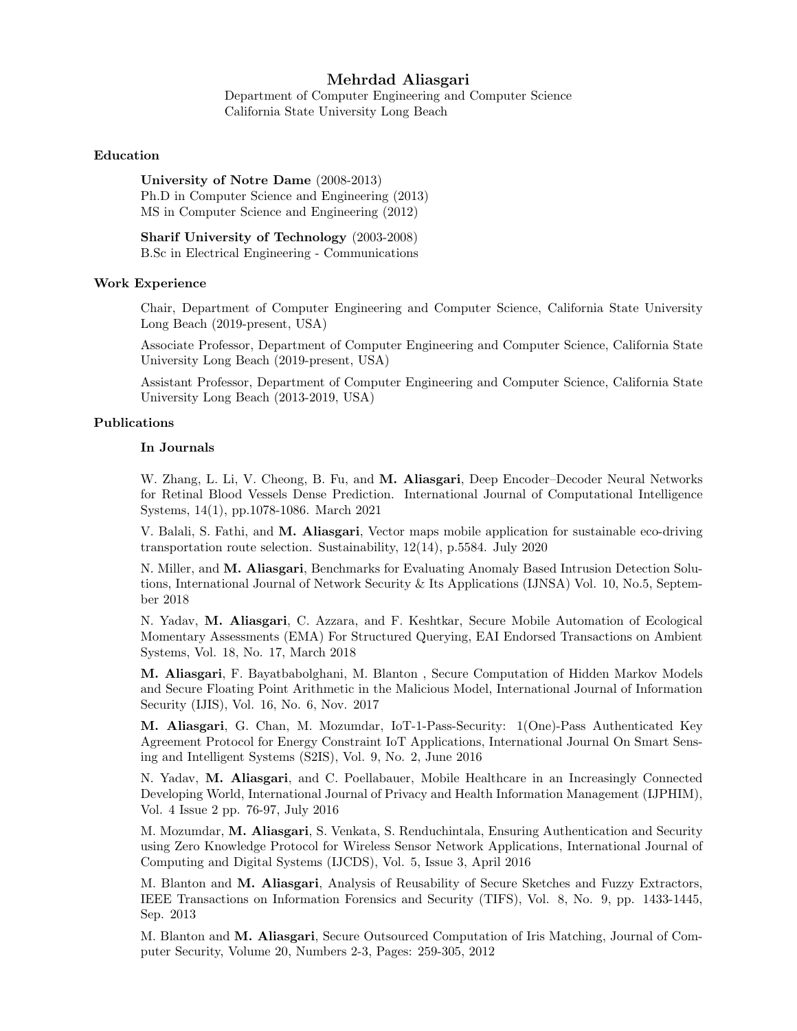# Mehrdad Aliasgari

Department of Computer Engineering and Computer Science
California State University Long Beach

## Education

**University of Notre Dame** (2008-2013)
Ph.D in Computer Science and Engineering (2013)
MS in Computer Science and Engineering (2012)

**Sharif University of Technology** (2003-2008)
B.Sc in Electrical Engineering - Communications

## Work Experience

Chair, Department of Computer Engineering and Computer Science, California State University Long Beach (2019-present, USA)

Associate Professor, Department of Computer Engineering and Computer Science, California State University Long Beach (2019-present, USA)

Assistant Professor, Department of Computer Engineering and Computer Science, California State University Long Beach (2013-2019, USA)

## Publications

### In Journals

W. Zhang, L. Li, V. Cheong, B. Fu, and **M. Aliasgari**, Deep Encoder–Decoder Neural Networks for Retinal Blood Vessels Dense Prediction. International Journal of Computational Intelligence Systems, 14(1), pp.1078-1086. March 2021

V. Balali, S. Fathi, and **M. Aliasgari**, Vector maps mobile application for sustainable eco-driving transportation route selection. Sustainability, 12(14), p.5584. July 2020

N. Miller, and **M. Aliasgari**, Benchmarks for Evaluating Anomaly Based Intrusion Detection Solutions, International Journal of Network Security & Its Applications (IJNSA) Vol. 10, No.5, September 2018

N. Yadav, **M. Aliasgari**, C. Azzara, and F. Keshtkar, Secure Mobile Automation of Ecological Momentary Assessments (EMA) For Structured Querying, EAI Endorsed Transactions on Ambient Systems, Vol. 18, No. 17, March 2018

**M. Aliasgari**, F. Bayatbabolghani, M. Blanton , Secure Computation of Hidden Markov Models and Secure Floating Point Arithmetic in the Malicious Model, International Journal of Information Security (IJIS), Vol. 16, No. 6, Nov. 2017

**M. Aliasgari**, G. Chan, M. Mozumdar, IoT-1-Pass-Security: 1(One)-Pass Authenticated Key Agreement Protocol for Energy Constraint IoT Applications, International Journal On Smart Sensing and Intelligent Systems (S2IS), Vol. 9, No. 2, June 2016

N. Yadav, **M. Aliasgari**, and C. Poellabauer, Mobile Healthcare in an Increasingly Connected Developing World, International Journal of Privacy and Health Information Management (IJPHIM), Vol. 4 Issue 2 pp. 76-97, July 2016

M. Mozumdar, **M. Aliasgari**, S. Venkata, S. Renduchintala, Ensuring Authentication and Security using Zero Knowledge Protocol for Wireless Sensor Network Applications, International Journal of Computing and Digital Systems (IJCDS), Vol. 5, Issue 3, April 2016

M. Blanton and **M. Aliasgari**, Analysis of Reusability of Secure Sketches and Fuzzy Extractors, IEEE Transactions on Information Forensics and Security (TIFS), Vol. 8, No. 9, pp. 1433-1445, Sep. 2013

M. Blanton and **M. Aliasgari**, Secure Outsourced Computation of Iris Matching, Journal of Computer Security, Volume 20, Numbers 2-3, Pages: 259-305, 2012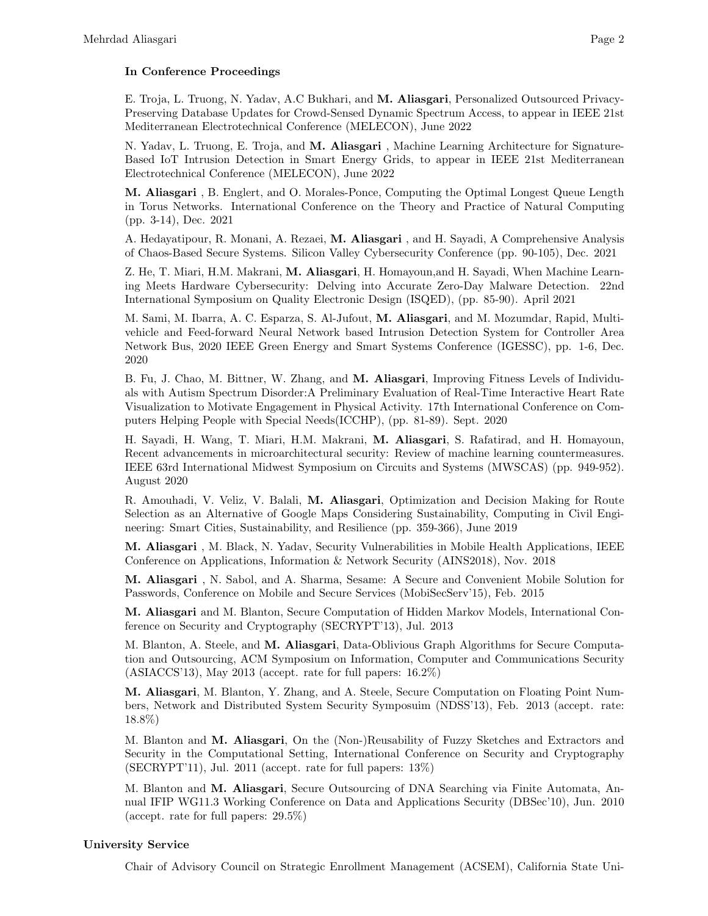### In Conference Proceedings

E. Troja, L. Truong, N. Yadav, A.C Bukhari, and **M. Aliasgari**, Personalized Outsourced Privacy-Preserving Database Updates for Crowd-Sensed Dynamic Spectrum Access, to appear in IEEE 21st Mediterranean Electrotechnical Conference (MELECON), June 2022

N. Yadav, L. Truong, E. Troja, and **M. Aliasgari** , Machine Learning Architecture for Signature-Based IoT Intrusion Detection in Smart Energy Grids, to appear in IEEE 21st Mediterranean Electrotechnical Conference (MELECON), June 2022

**M. Aliasgari** , B. Englert, and O. Morales-Ponce, Computing the Optimal Longest Queue Length in Torus Networks. International Conference on the Theory and Practice of Natural Computing (pp. 3-14), Dec. 2021

A. Hedayatipour, R. Monani, A. Rezaei, **M. Aliasgari** , and H. Sayadi, A Comprehensive Analysis of Chaos-Based Secure Systems. Silicon Valley Cybersecurity Conference (pp. 90-105), Dec. 2021

Z. He, T. Miari, H.M. Makrani, **M. Aliasgari**, H. Homayoun,and H. Sayadi, When Machine Learning Meets Hardware Cybersecurity: Delving into Accurate Zero-Day Malware Detection. 22nd International Symposium on Quality Electronic Design (ISQED), (pp. 85-90). April 2021

M. Sami, M. Ibarra, A. C. Esparza, S. Al-Jufout, **M. Aliasgari**, and M. Mozumdar, Rapid, Multi-vehicle and Feed-forward Neural Network based Intrusion Detection System for Controller Area Network Bus, 2020 IEEE Green Energy and Smart Systems Conference (IGESSC), pp. 1-6, Dec. 2020

B. Fu, J. Chao, M. Bittner, W. Zhang, and **M. Aliasgari**, Improving Fitness Levels of Individuals with Autism Spectrum Disorder:A Preliminary Evaluation of Real-Time Interactive Heart Rate Visualization to Motivate Engagement in Physical Activity. 17th International Conference on Computers Helping People with Special Needs(ICCHP), (pp. 81-89). Sept. 2020

H. Sayadi, H. Wang, T. Miari, H.M. Makrani, **M. Aliasgari**, S. Rafatirad, and H. Homayoun, Recent advancements in microarchitectural security: Review of machine learning countermeasures. IEEE 63rd International Midwest Symposium on Circuits and Systems (MWSCAS) (pp. 949-952). August 2020

R. Amouhadi, V. Veliz, V. Balali, **M. Aliasgari**, Optimization and Decision Making for Route Selection as an Alternative of Google Maps Considering Sustainability, Computing in Civil Engineering: Smart Cities, Sustainability, and Resilience (pp. 359-366), June 2019

**M. Aliasgari** , M. Black, N. Yadav, Security Vulnerabilities in Mobile Health Applications, IEEE Conference on Applications, Information & Network Security (AINS2018), Nov. 2018

**M. Aliasgari** , N. Sabol, and A. Sharma, Sesame: A Secure and Convenient Mobile Solution for Passwords, Conference on Mobile and Secure Services (MobiSecServ'15), Feb. 2015

**M. Aliasgari** and M. Blanton, Secure Computation of Hidden Markov Models, International Conference on Security and Cryptography (SECRYPT'13), Jul. 2013

M. Blanton, A. Steele, and **M. Aliasgari**, Data-Oblivious Graph Algorithms for Secure Computation and Outsourcing, ACM Symposium on Information, Computer and Communications Security (ASIACCS'13), May 2013 (accept. rate for full papers: 16.2%)

**M. Aliasgari**, M. Blanton, Y. Zhang, and A. Steele, Secure Computation on Floating Point Numbers, Network and Distributed System Security Symposuim (NDSS'13), Feb. 2013 (accept. rate: 18.8%)

M. Blanton and **M. Aliasgari**, On the (Non-)Reusability of Fuzzy Sketches and Extractors and Security in the Computational Setting, International Conference on Security and Cryptography (SECRYPT'11), Jul. 2011 (accept. rate for full papers: 13%)

M. Blanton and **M. Aliasgari**, Secure Outsourcing of DNA Searching via Finite Automata, Annual IFIP WG11.3 Working Conference on Data and Applications Security (DBSec'10), Jun. 2010 (accept. rate for full papers: 29.5%)

## University Service

Chair of Advisory Council on Strategic Enrollment Management (ACSEM), California State Uni-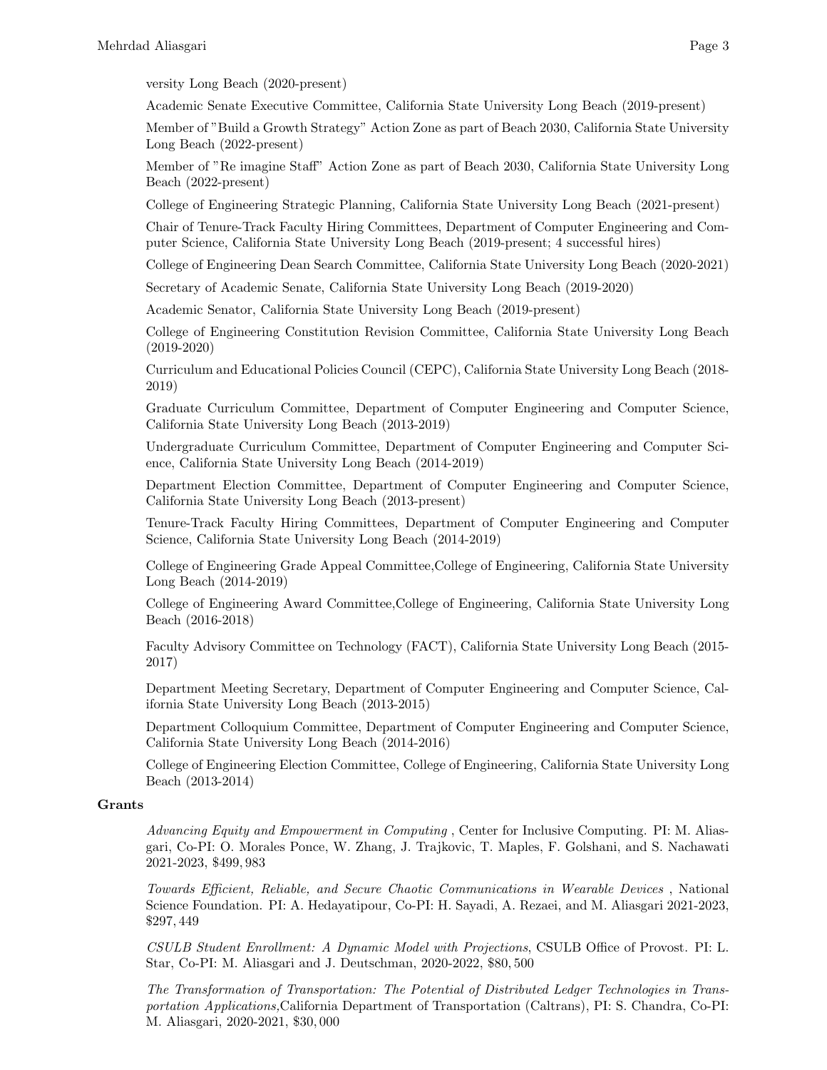versity Long Beach (2020-present)

Academic Senate Executive Committee, California State University Long Beach (2019-present)

Member of "Build a Growth Strategy" Action Zone as part of Beach 2030, California State University Long Beach (2022-present)

Member of "Re imagine Staff" Action Zone as part of Beach 2030, California State University Long Beach (2022-present)

College of Engineering Strategic Planning, California State University Long Beach (2021-present)

Chair of Tenure-Track Faculty Hiring Committees, Department of Computer Engineering and Computer Science, California State University Long Beach (2019-present; 4 successful hires)

College of Engineering Dean Search Committee, California State University Long Beach (2020-2021)

Secretary of Academic Senate, California State University Long Beach (2019-2020)

Academic Senator, California State University Long Beach (2019-present)

College of Engineering Constitution Revision Committee, California State University Long Beach (2019-2020)

Curriculum and Educational Policies Council (CEPC), California State University Long Beach (2018-2019)

Graduate Curriculum Committee, Department of Computer Engineering and Computer Science, California State University Long Beach (2013-2019)

Undergraduate Curriculum Committee, Department of Computer Engineering and Computer Science, California State University Long Beach (2014-2019)

Department Election Committee, Department of Computer Engineering and Computer Science, California State University Long Beach (2013-present)

Tenure-Track Faculty Hiring Committees, Department of Computer Engineering and Computer Science, California State University Long Beach (2014-2019)

College of Engineering Grade Appeal Committee,College of Engineering, California State University Long Beach (2014-2019)

College of Engineering Award Committee,College of Engineering, California State University Long Beach (2016-2018)

Faculty Advisory Committee on Technology (FACT), California State University Long Beach (2015-2017)

Department Meeting Secretary, Department of Computer Engineering and Computer Science, California State University Long Beach (2013-2015)

Department Colloquium Committee, Department of Computer Engineering and Computer Science, California State University Long Beach (2014-2016)

College of Engineering Election Committee, College of Engineering, California State University Long Beach (2013-2014)

**Grants**

*Advancing Equity and Empowerment in Computing* , Center for Inclusive Computing. PI: M. Aliasgari, Co-PI: O. Morales Ponce, W. Zhang, J. Trajkovic, T. Maples, F. Golshani, and S. Nachawati 2021-2023, $499,983

*Towards Efficient, Reliable, and Secure Chaotic Communications in Wearable Devices* , National Science Foundation. PI: A. Hedayatipour, Co-PI: H. Sayadi, A. Rezaei, and M. Aliasgari 2021-2023, $297,449

*CSULB Student Enrollment: A Dynamic Model with Projections*, CSULB Office of Provost. PI: L. Star, Co-PI: M. Aliasgari and J. Deutschman, 2020-2022, $80,500

*The Transformation of Transportation: The Potential of Distributed Ledger Technologies in Transportation Applications,*California Department of Transportation (Caltrans), PI: S. Chandra, Co-PI: M. Aliasgari, 2020-2021, $30,000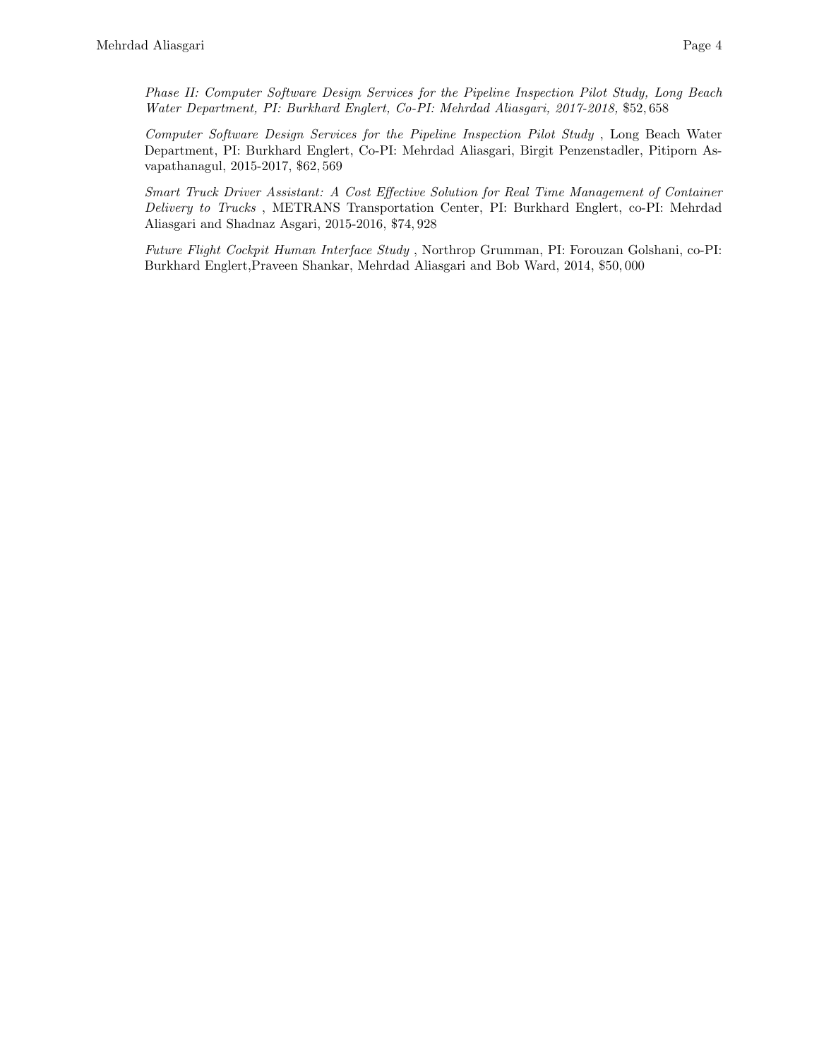*Phase II: Computer Software Design Services for the Pipeline Inspection Pilot Study, Long Beach Water Department, PI: Burkhard Englert, Co-PI: Mehrdad Aliasgari, 2017-2018,* $52,658

*Computer Software Design Services for the Pipeline Inspection Pilot Study* , Long Beach Water Department, PI: Burkhard Englert, Co-PI: Mehrdad Aliasgari, Birgit Penzenstadler, Pitiporn Asvapathanagul, 2015-2017, $62,569

*Smart Truck Driver Assistant: A Cost Effective Solution for Real Time Management of Container Delivery to Trucks* , METRANS Transportation Center, PI: Burkhard Englert, co-PI: Mehrdad Aliasgari and Shadnaz Asgari, 2015-2016, $74,928

*Future Flight Cockpit Human Interface Study* , Northrop Grumman, PI: Forouzan Golshani, co-PI: Burkhard Englert,Praveen Shankar, Mehrdad Aliasgari and Bob Ward, 2014, $50,000